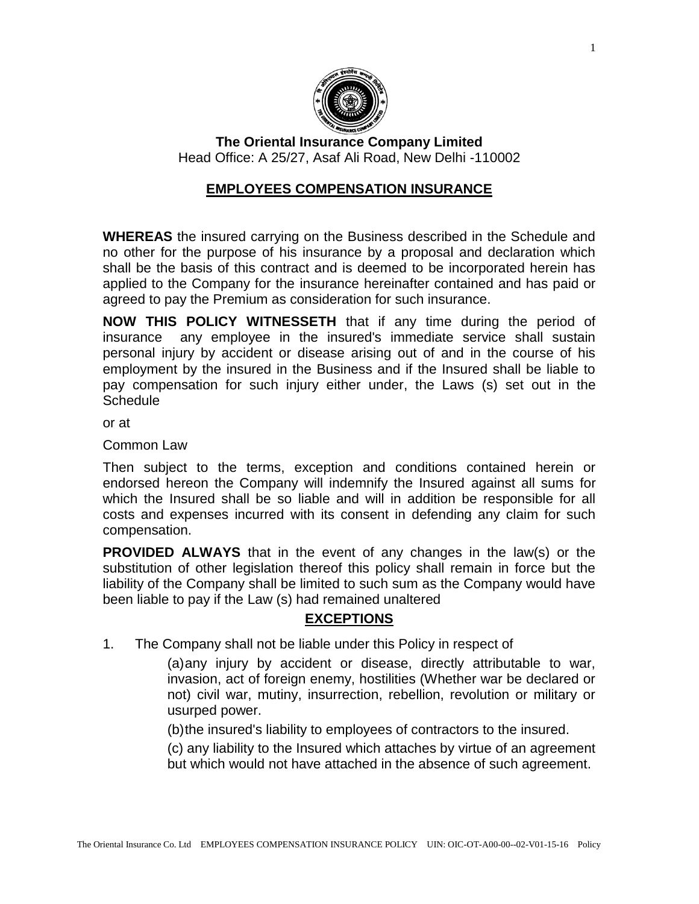**The Oriental Insurance Company Limited**
Head Office: A 25/27, Asaf Ali Road, New Delhi -110002

## EMPLOYEES COMPENSATION INSURANCE

**WHEREAS** the insured carrying on the Business described in the Schedule and no other for the purpose of his insurance by a proposal and declaration which shall be the basis of this contract and is deemed to be incorporated herein has applied to the Company for the insurance hereinafter contained and has paid or agreed to pay the Premium as consideration for such insurance.

**NOW THIS POLICY WITNESSETH** that if any time during the period of insurance any employee in the insured's immediate service shall sustain personal injury by accident or disease arising out of and in the course of his employment by the insured in the Business and if the Insured shall be liable to pay compensation for such injury either under, the Laws (s) set out in the Schedule

or at

Common Law

Then subject to the terms, exception and conditions contained herein or endorsed hereon the Company will indemnify the Insured against all sums for which the Insured shall be so liable and will in addition be responsible for all costs and expenses incurred with its consent in defending any claim for such compensation.

**PROVIDED ALWAYS** that in the event of any changes in the law(s) or the substitution of other legislation thereof this policy shall remain in force but the liability of the Company shall be limited to such sum as the Company would have been liable to pay if the Law (s) had remained unaltered

## EXCEPTIONS

1. The Company shall not be liable under this Policy in respect of

   (a) any injury by accident or disease, directly attributable to war, invasion, act of foreign enemy, hostilities (Whether war be declared or not) civil war, mutiny, insurrection, rebellion, revolution or military or usurped power.

   (b) the insured's liability to employees of contractors to the insured.

   (c) any liability to the Insured which attaches by virtue of an agreement but which would not have attached in the absence of such agreement.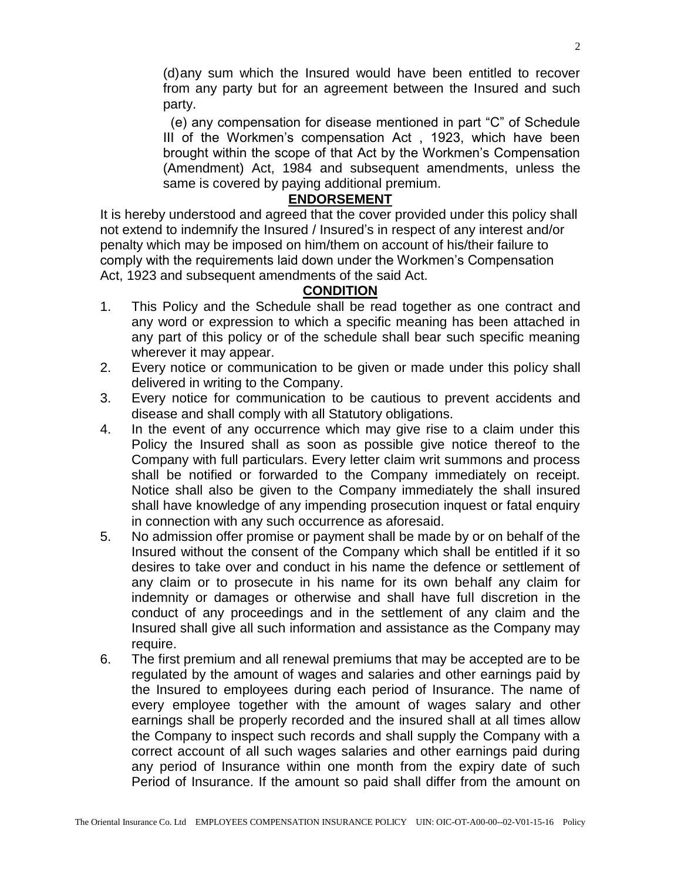(d) any sum which the Insured would have been entitled to recover from any party but for an agreement between the Insured and such party.

(e) any compensation for disease mentioned in part "C" of Schedule III of the Workmen's compensation Act , 1923, which have been brought within the scope of that Act by the Workmen's Compensation (Amendment) Act, 1984 and subsequent amendments, unless the same is covered by paying additional premium.

## ENDORSEMENT

It is hereby understood and agreed that the cover provided under this policy shall not extend to indemnify the Insured / Insured's in respect of any interest and/or penalty which may be imposed on him/them on account of his/their failure to comply with the requirements laid down under the Workmen's Compensation Act, 1923 and subsequent amendments of the said Act.

## CONDITION

1. This Policy and the Schedule shall be read together as one contract and any word or expression to which a specific meaning has been attached in any part of this policy or of the schedule shall bear such specific meaning wherever it may appear.
2. Every notice or communication to be given or made under this policy shall delivered in writing to the Company.
3. Every notice for communication to be cautious to prevent accidents and disease and shall comply with all Statutory obligations.
4. In the event of any occurrence which may give rise to a claim under this Policy the Insured shall as soon as possible give notice thereof to the Company with full particulars. Every letter claim writ summons and process shall be notified or forwarded to the Company immediately on receipt. Notice shall also be given to the Company immediately the shall insured shall have knowledge of any impending prosecution inquest or fatal enquiry in connection with any such occurrence as aforesaid.
5. No admission offer promise or payment shall be made by or on behalf of the Insured without the consent of the Company which shall be entitled if it so desires to take over and conduct in his name the defence or settlement of any claim or to prosecute in his name for its own behalf any claim for indemnity or damages or otherwise and shall have full discretion in the conduct of any proceedings and in the settlement of any claim and the Insured shall give all such information and assistance as the Company may require.
6. The first premium and all renewal premiums that may be accepted are to be regulated by the amount of wages and salaries and other earnings paid by the Insured to employees during each period of Insurance. The name of every employee together with the amount of wages salary and other earnings shall be properly recorded and the insured shall at all times allow the Company to inspect such records and shall supply the Company with a correct account of all such wages salaries and other earnings paid during any period of Insurance within one month from the expiry date of such Period of Insurance. If the amount so paid shall differ from the amount on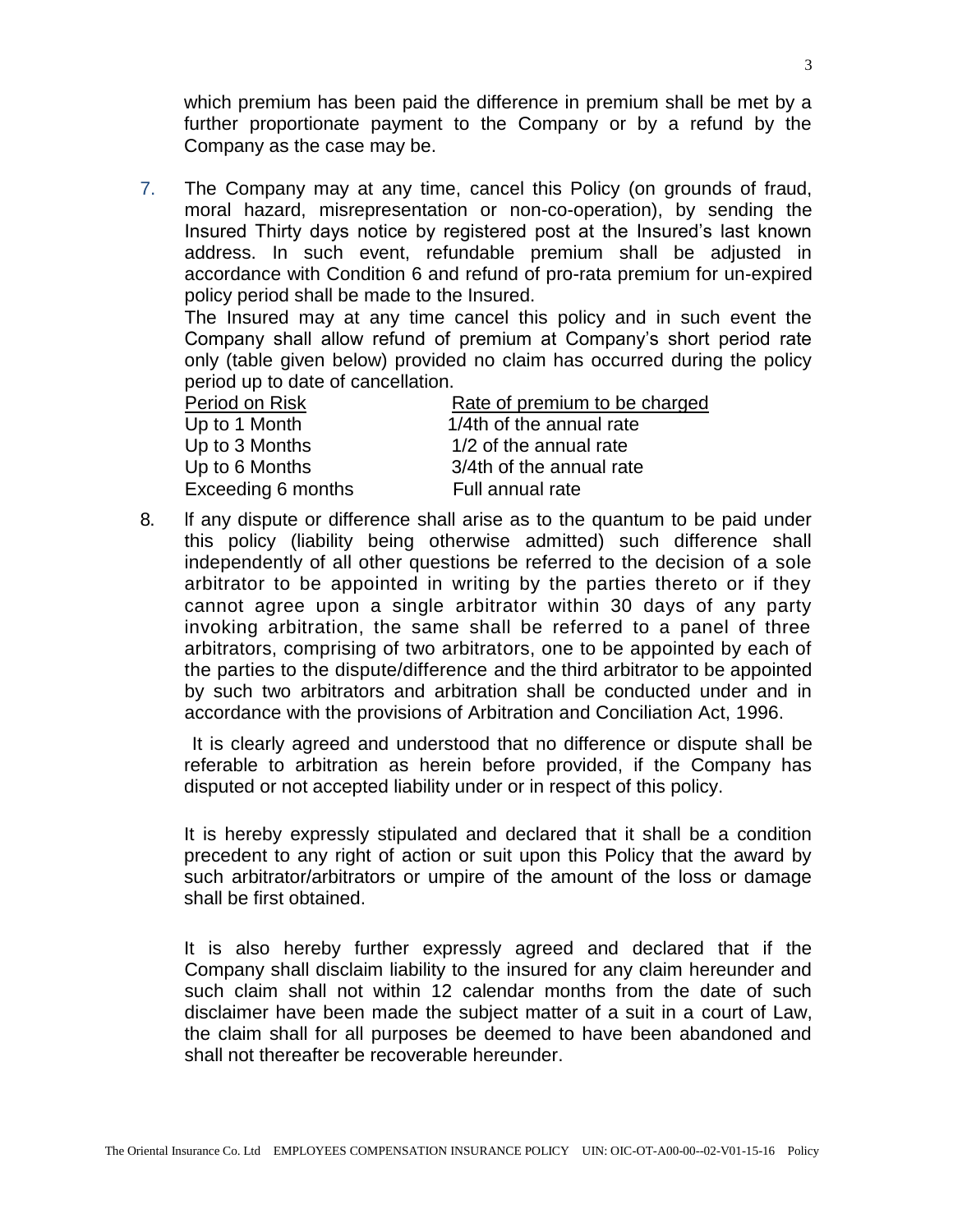which premium has been paid the difference in premium shall be met by a further proportionate payment to the Company or by a refund by the Company as the case may be.

7. The Company may at any time, cancel this Policy (on grounds of fraud, moral hazard, misrepresentation or non-co-operation), by sending the Insured Thirty days notice by registered post at the Insured's last known address. In such event, refundable premium shall be adjusted in accordance with Condition 6 and refund of pro-rata premium for un-expired policy period shall be made to the Insured.

   The Insured may at any time cancel this policy and in such event the Company shall allow refund of premium at Company's short period rate only (table given below) provided no claim has occurred during the policy period up to date of cancellation.

   | Period on Risk | Rate of premium to be charged |
   |---|---|
   | Up to 1 Month | 1/4th of the annual rate |
   | Up to 3 Months | 1/2 of the annual rate |
   | Up to 6 Months | 3/4th of the annual rate |
   | Exceeding 6 months | Full annual rate |

8. If any dispute or difference shall arise as to the quantum to be paid under this policy (liability being otherwise admitted) such difference shall independently of all other questions be referred to the decision of a sole arbitrator to be appointed in writing by the parties thereto or if they cannot agree upon a single arbitrator within 30 days of any party invoking arbitration, the same shall be referred to a panel of three arbitrators, comprising of two arbitrators, one to be appointed by each of the parties to the dispute/difference and the third arbitrator to be appointed by such two arbitrators and arbitration shall be conducted under and in accordance with the provisions of Arbitration and Conciliation Act, 1996.

   It is clearly agreed and understood that no difference or dispute shall be referable to arbitration as herein before provided, if the Company has disputed or not accepted liability under or in respect of this policy.

   It is hereby expressly stipulated and declared that it shall be a condition precedent to any right of action or suit upon this Policy that the award by such arbitrator/arbitrators or umpire of the amount of the loss or damage shall be first obtained.

   It is also hereby further expressly agreed and declared that if the Company shall disclaim liability to the insured for any claim hereunder and such claim shall not within 12 calendar months from the date of such disclaimer have been made the subject matter of a suit in a court of Law, the claim shall for all purposes be deemed to have been abandoned and shall not thereafter be recoverable hereunder.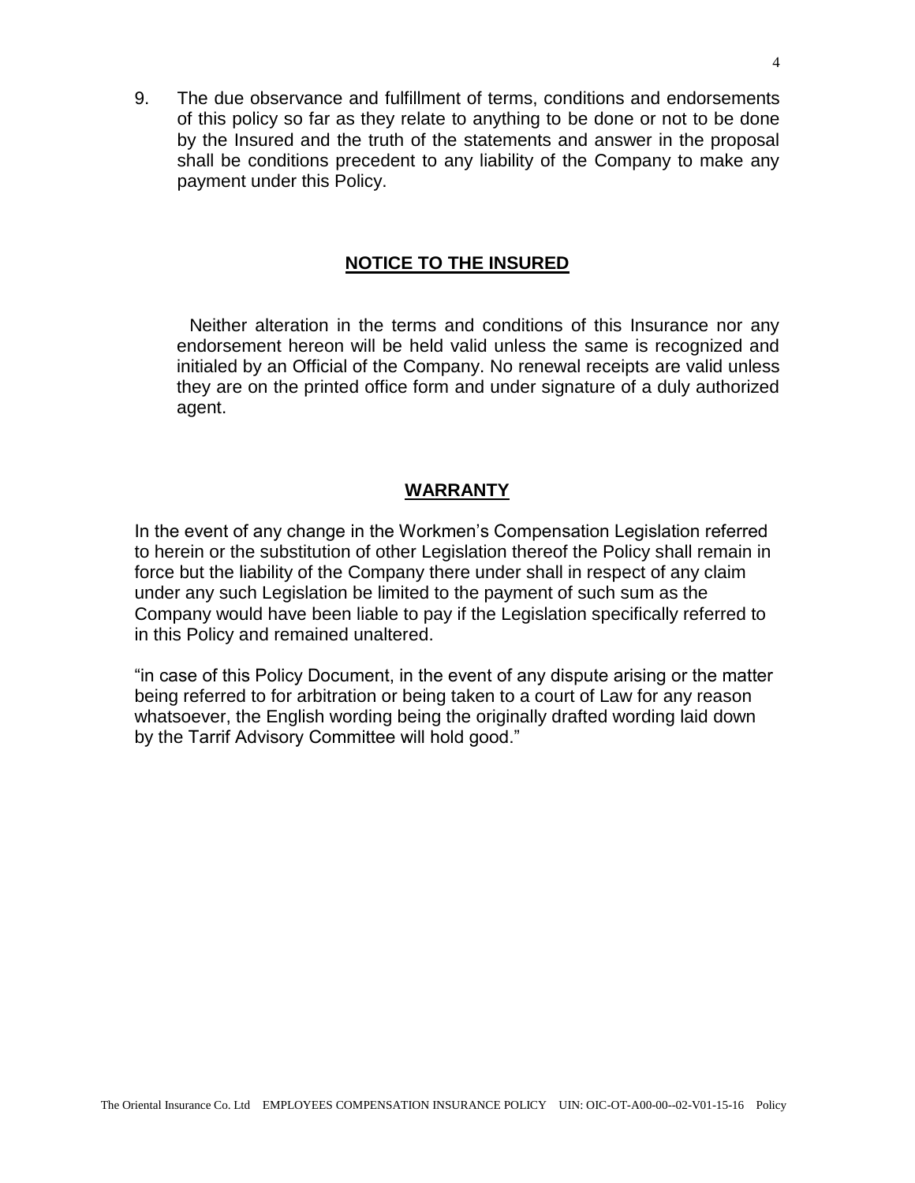9. The due observance and fulfillment of terms, conditions and endorsements of this policy so far as they relate to anything to be done or not to be done by the Insured and the truth of the statements and answer in the proposal shall be conditions precedent to any liability of the Company to make any payment under this Policy.

## NOTICE TO THE INSURED

Neither alteration in the terms and conditions of this Insurance nor any endorsement hereon will be held valid unless the same is recognized and initialed by an Official of the Company. No renewal receipts are valid unless they are on the printed office form and under signature of a duly authorized agent.

## WARRANTY

In the event of any change in the Workmen's Compensation Legislation referred to herein or the substitution of other Legislation thereof the Policy shall remain in force but the liability of the Company there under shall in respect of any claim under any such Legislation be limited to the payment of such sum as the Company would have been liable to pay if the Legislation specifically referred to in this Policy and remained unaltered.

"in case of this Policy Document, in the event of any dispute arising or the matter being referred to for arbitration or being taken to a court of Law for any reason whatsoever, the English wording being the originally drafted wording laid down by the Tarrif Advisory Committee will hold good."